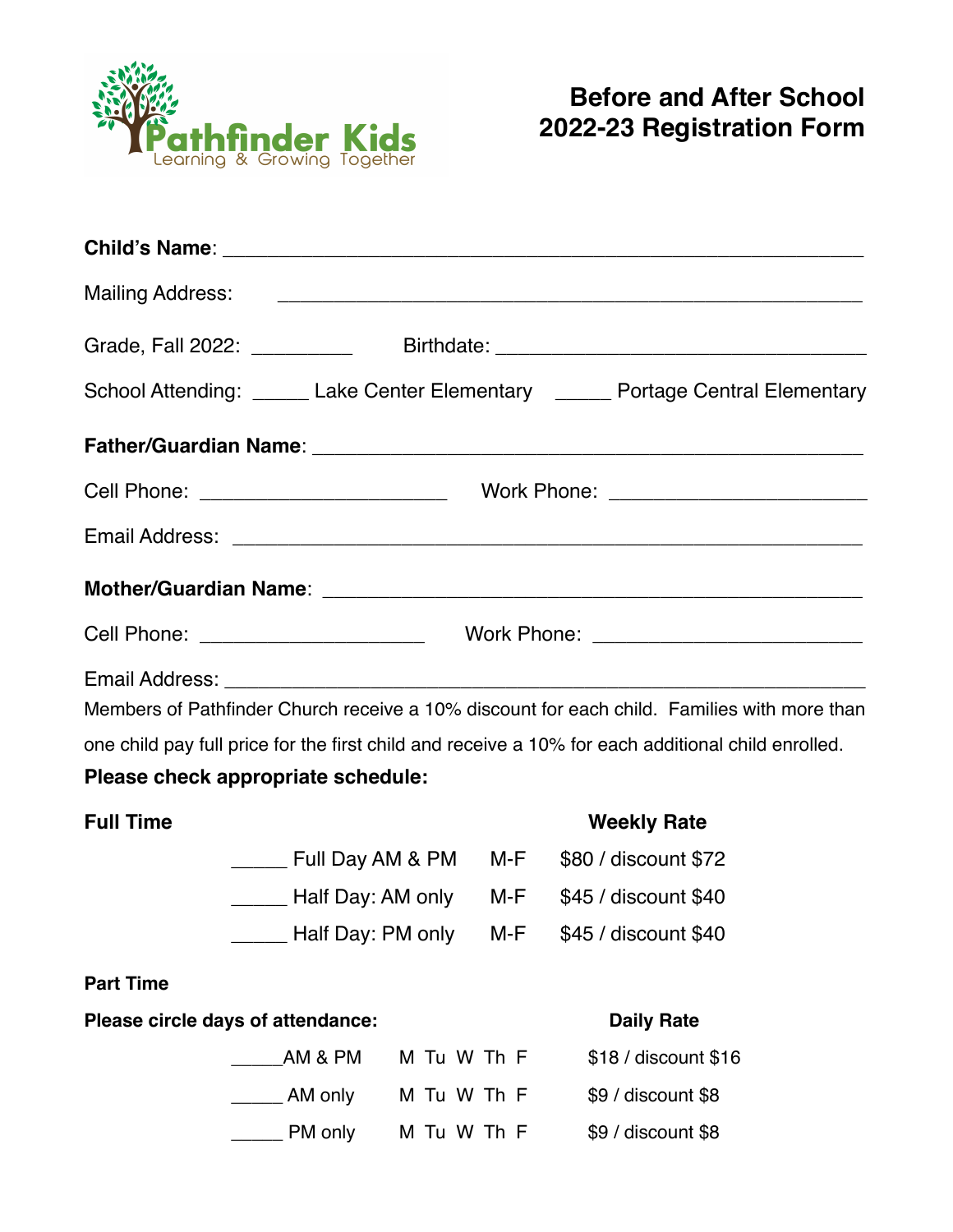Pathfinder Kids
Learning & Growing Together

# Before and After School 2022-23 Registration Form

**Child's Name**: ______________________________________________________

Mailing Address: ______________________________________________________

Grade, Fall 2022: _________ Birthdate: _________________________________

School Attending: _____ Lake Center Elementary _____ Portage Central Elementary

**Father/Guardian Name**: _______________________________________________

Cell Phone: ______________________ Work Phone: ______________________

Email Address: ________________________________________________________

**Mother/Guardian Name**: _______________________________________________

Cell Phone: ____________________ Work Phone: ________________________

Email Address: ________________________________________________________

Members of Pathfinder Church receive a 10% discount for each child. Families with more than one child pay full price for the first child and receive a 10% for each additional child enrolled.

**Please check appropriate schedule:**

**Full Time**

| | | | **Weekly Rate** |
|---|---|---|---|
| _____ | Full Day AM & PM | M-F | $80 / discount $72 |
| _____ | Half Day: AM only | M-F | $45 / discount $40 |
| _____ | Half Day: PM only | M-F | $45 / discount $40 |

**Part Time**

**Please circle days of attendance:**

| | | | **Daily Rate** |
|---|---|---|---|
| _____ | AM & PM | M Tu W Th F | $18 / discount $16 |
| _____ | AM only | M Tu W Th F | $9 / discount $8 |
| _____ | PM only | M Tu W Th F | $9 / discount $8 |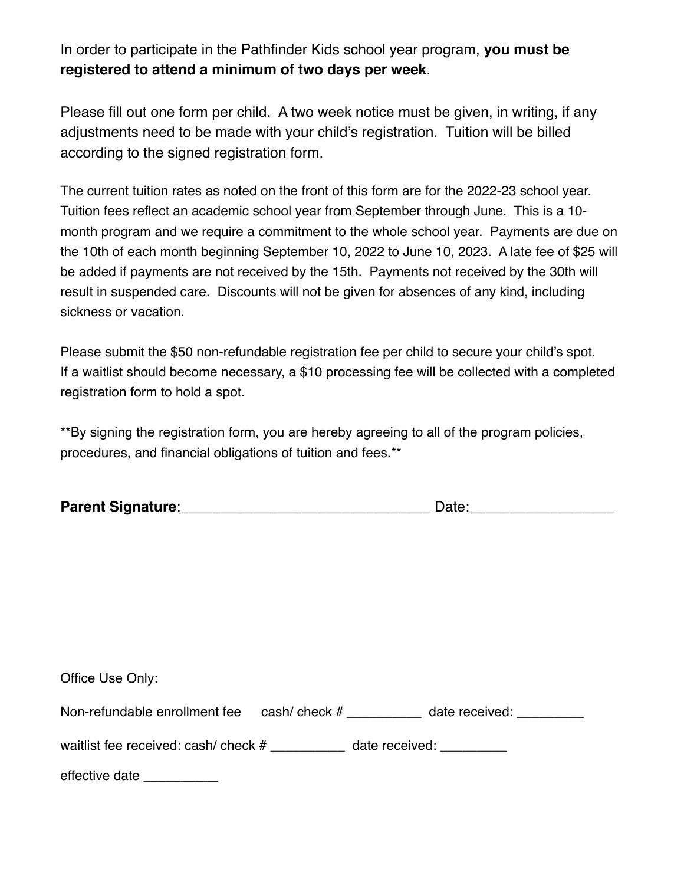In order to participate in the Pathfinder Kids school year program, **you must be registered to attend a minimum of two days per week**.

Please fill out one form per child. A two week notice must be given, in writing, if any adjustments need to be made with your child's registration. Tuition will be billed according to the signed registration form.

The current tuition rates as noted on the front of this form are for the 2022-23 school year. Tuition fees reflect an academic school year from September through June. This is a 10-month program and we require a commitment to the whole school year. Payments are due on the 10th of each month beginning September 10, 2022 to June 10, 2023. A late fee of $25 will be added if payments are not received by the 15th. Payments not received by the 30th will result in suspended care. Discounts will not be given for absences of any kind, including sickness or vacation.

Please submit the $50 non-refundable registration fee per child to secure your child's spot. If a waitlist should become necessary, a $10 processing fee will be collected with a completed registration form to hold a spot.

**By signing the registration form, you are hereby agreeing to all of the program policies, procedures, and financial obligations of tuition and fees.**

**Parent Signature**:________________________________ Date:__________________

Office Use Only:

Non-refundable enrollment fee cash/ check # __________ date received: _________

waitlist fee received: cash/ check # __________ date received: _________

effective date __________